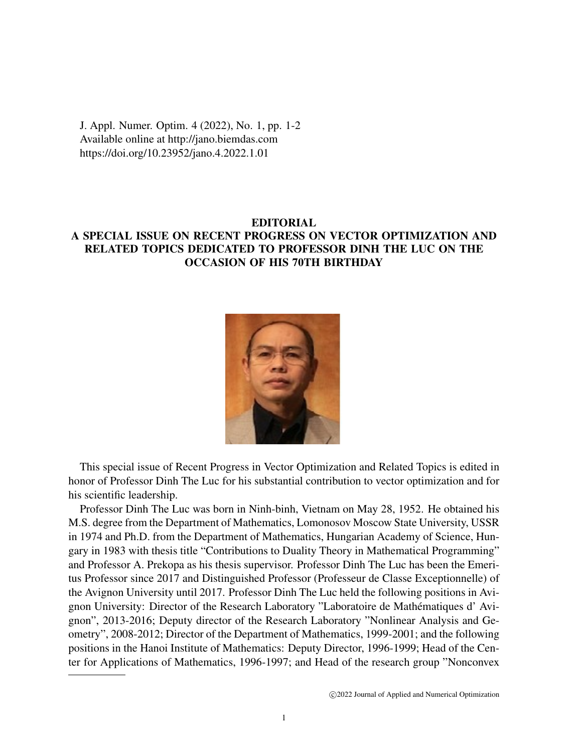J. Appl. Numer. Optim. 4 (2022), No. 1, pp. 1-2
Available online at http://jano.biemdas.com
https://doi.org/10.23952/jano.4.2022.1.01

# EDITORIAL
# A SPECIAL ISSUE ON RECENT PROGRESS ON VECTOR OPTIMIZATION AND RELATED TOPICS DEDICATED TO PROFESSOR DINH THE LUC ON THE OCCASION OF HIS 70TH BIRTHDAY

This special issue of Recent Progress in Vector Optimization and Related Topics is edited in honor of Professor Dinh The Luc for his substantial contribution to vector optimization and for his scientific leadership.

Professor Dinh The Luc was born in Ninh-binh, Vietnam on May 28, 1952. He obtained his M.S. degree from the Department of Mathematics, Lomonosov Moscow State University, USSR in 1974 and Ph.D. from the Department of Mathematics, Hungarian Academy of Science, Hungary in 1983 with thesis title "Contributions to Duality Theory in Mathematical Programming" and Professor A. Prekopa as his thesis supervisor. Professor Dinh The Luc has been the Emeritus Professor since 2017 and Distinguished Professor (Professeur de Classe Exceptionnelle) of the Avignon University until 2017. Professor Dinh The Luc held the following positions in Avignon University: Director of the Research Laboratory "Laboratoire de Mathématiques d' Avignon", 2013-2016; Deputy director of the Research Laboratory "Nonlinear Analysis and Geometry", 2008-2012; Director of the Department of Mathematics, 1999-2001; and the following positions in the Hanoi Institute of Mathematics: Deputy Director, 1996-1999; Head of the Center for Applications of Mathematics, 1996-1997; and Head of the research group "Nonconvex

©2022 Journal of Applied and Numerical Optimization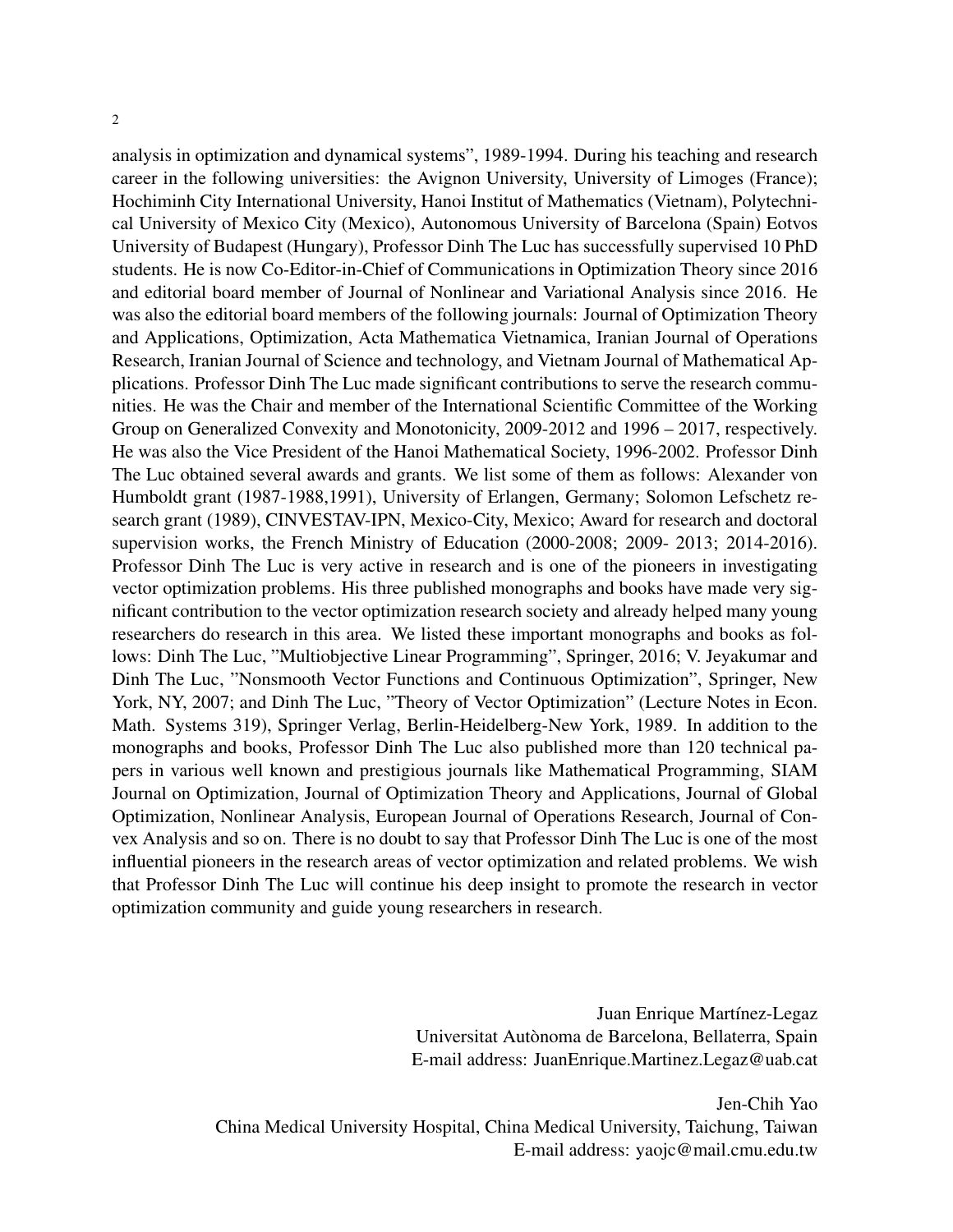analysis in optimization and dynamical systems", 1989-1994. During his teaching and research career in the following universities: the Avignon University, University of Limoges (France); Hochiminh City International University, Hanoi Institut of Mathematics (Vietnam), Polytechnical University of Mexico City (Mexico), Autonomous University of Barcelona (Spain) Eotvos University of Budapest (Hungary), Professor Dinh The Luc has successfully supervised 10 PhD students. He is now Co-Editor-in-Chief of Communications in Optimization Theory since 2016 and editorial board member of Journal of Nonlinear and Variational Analysis since 2016. He was also the editorial board members of the following journals: Journal of Optimization Theory and Applications, Optimization, Acta Mathematica Vietnamica, Iranian Journal of Operations Research, Iranian Journal of Science and technology, and Vietnam Journal of Mathematical Applications. Professor Dinh The Luc made significant contributions to serve the research communities. He was the Chair and member of the International Scientific Committee of the Working Group on Generalized Convexity and Monotonicity, 2009-2012 and 1996 – 2017, respectively. He was also the Vice President of the Hanoi Mathematical Society, 1996-2002. Professor Dinh The Luc obtained several awards and grants. We list some of them as follows: Alexander von Humboldt grant (1987-1988,1991), University of Erlangen, Germany; Solomon Lefschetz research grant (1989), CINVESTAV-IPN, Mexico-City, Mexico; Award for research and doctoral supervision works, the French Ministry of Education (2000-2008; 2009- 2013; 2014-2016). Professor Dinh The Luc is very active in research and is one of the pioneers in investigating vector optimization problems. His three published monographs and books have made very significant contribution to the vector optimization research society and already helped many young researchers do research in this area. We listed these important monographs and books as follows: Dinh The Luc, "Multiobjective Linear Programming", Springer, 2016; V. Jeyakumar and Dinh The Luc, "Nonsmooth Vector Functions and Continuous Optimization", Springer, New York, NY, 2007; and Dinh The Luc, "Theory of Vector Optimization" (Lecture Notes in Econ. Math. Systems 319), Springer Verlag, Berlin-Heidelberg-New York, 1989. In addition to the monographs and books, Professor Dinh The Luc also published more than 120 technical papers in various well known and prestigious journals like Mathematical Programming, SIAM Journal on Optimization, Journal of Optimization Theory and Applications, Journal of Global Optimization, Nonlinear Analysis, European Journal of Operations Research, Journal of Convex Analysis and so on. There is no doubt to say that Professor Dinh The Luc is one of the most influential pioneers in the research areas of vector optimization and related problems. We wish that Professor Dinh The Luc will continue his deep insight to promote the research in vector optimization community and guide young researchers in research.

Juan Enrique Martínez-Legaz
Universitat Autònoma de Barcelona, Bellaterra, Spain
E-mail address: JuanEnrique.Martinez.Legaz@uab.cat

Jen-Chih Yao
China Medical University Hospital, China Medical University, Taichung, Taiwan
E-mail address: yaojc@mail.cmu.edu.tw